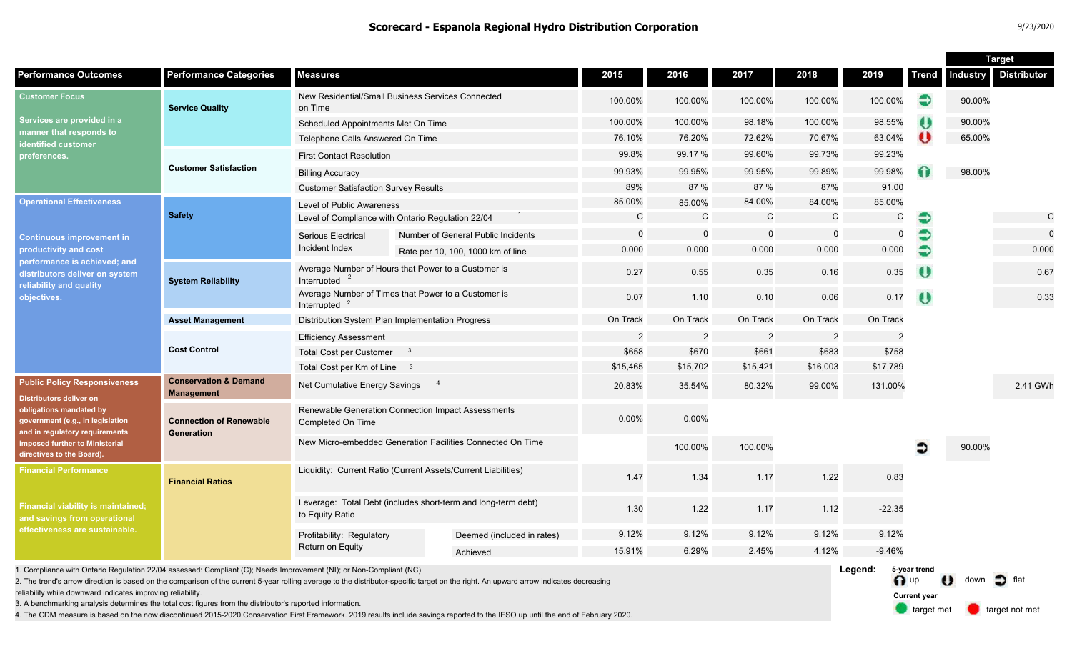# Scorecard - Espanola Regional Hydro Distribution Corporation

9/23/2020

| Performance Outcomes | Performance Categories | Measures | | 2015 | 2016 | 2017 | 2018 | 2019 | Trend | Target: Industry | Target: Distributor |
|---|---|---|---|---|---|---|---|---|---|---|---|
| **Customer Focus** Services are provided in a manner that responds to identified customer preferences. | Service Quality | New Residential/Small Business Services Connected on Time | | 100.00% | 100.00% | 100.00% | 100.00% | 100.00% | flat (target met) | 90.00% | |
| | | Scheduled Appointments Met On Time | | 100.00% | 100.00% | 98.18% | 100.00% | 98.55% | down (target met) | 90.00% | |
| | | Telephone Calls Answered On Time | | 76.10% | 76.20% | 72.62% | 70.67% | 63.04% | down (target not met) | 65.00% | |
| | Customer Satisfaction | First Contact Resolution | | 99.8% | 99.17 % | 99.60% | 99.73% | 99.23% | | | |
| | | Billing Accuracy | | 99.93% | 99.95% | 99.95% | 99.89% | 99.98% | up (target met) | 98.00% | |
| | | Customer Satisfaction Survey Results | | 89% | 87 % | 87 % | 87% | 91.00 | | | |
| **Operational Effectiveness** Continuous improvement in productivity and cost performance is achieved; and distributors deliver on system reliability and quality objectives. | Safety | Level of Public Awareness | | 85.00% | 85.00% | 84.00% | 84.00% | 85.00% | | | |
| | | Level of Compliance with Ontario Regulation 22/04 [1] | | C | C | C | C | C | flat (target met) | | C |
| | | Serious Electrical Incident Index | Number of General Public Incidents | 0 | 0 | 0 | 0 | 0 | flat (target met) | | 0 |
| | | | Rate per 10, 100, 1000 km of line | 0.000 | 0.000 | 0.000 | 0.000 | 0.000 | flat (target met) | | 0.000 |
| | System Reliability | Average Number of Hours that Power to a Customer is Interrupted [2] | | 0.27 | 0.55 | 0.35 | 0.16 | 0.35 | down (target met) | | 0.67 |
| | | Average Number of Times that Power to a Customer is Interrupted [2] | | 0.07 | 1.10 | 0.10 | 0.06 | 0.17 | down (target met) | | 0.33 |
| | Asset Management | Distribution System Plan Implementation Progress | | On Track | On Track | On Track | On Track | On Track | | | |
| | Cost Control | Efficiency Assessment | | 2 | 2 | 2 | 2 | 2 | | | |
| | | Total Cost per Customer [3] | | $658 | $670 | $661 | $683 | $758 | | | |
| | | Total Cost per Km of Line [3] | | $15,465 | $15,702 | $15,421 | $16,003 | $17,789 | | | |
| **Public Policy Responsiveness** Distributors deliver on obligations mandated by government (e.g., in legislation and in regulatory requirements imposed further to Ministerial directives to the Board). | Conservation & Demand Management | Net Cumulative Energy Savings [4] | | 20.83% | 35.54% | 80.32% | 99.00% | 131.00% | | | 2.41 GWh |
| | Connection of Renewable Generation | Renewable Generation Connection Impact Assessments Completed On Time | | 0.00% | 0.00% | | | | | | |
| | | New Micro-embedded Generation Facilities Connected On Time | | | 100.00% | 100.00% | | | flat | 90.00% | |
| **Financial Performance** Financial viability is maintained; and savings from operational effectiveness are sustainable. | Financial Ratios | Liquidity: Current Ratio (Current Assets/Current Liabilities) | | 1.47 | 1.34 | 1.17 | 1.22 | 0.83 | | | |
| | | Leverage: Total Debt (includes short-term and long-term debt) to Equity Ratio | | 1.30 | 1.22 | 1.17 | 1.12 | -22.35 | | | |
| | | Profitability: Regulatory Return on Equity | Deemed (included in rates) | 9.12% | 9.12% | 9.12% | 9.12% | 9.12% | | | |
| | | | Achieved | 15.91% | 6.29% | 2.45% | 4.12% | -9.46% | | | |

1. Compliance with Ontario Regulation 22/04 assessed: Compliant (C); Needs Improvement (NI); or Non-Compliant (NC).
2. The trend's arrow direction is based on the comparison of the current 5-year rolling average to the distributor-specific target on the right. An upward arrow indicates decreasing reliability while downward indicates improving reliability.
3. A benchmarking analysis determines the total cost figures from the distributor's reported information.
4. The CDM measure is based on the now discontinued 2015-2020 Conservation First Framework. 2019 results include savings reported to the IESO up until the end of February 2020.

**Legend:** 5-year trend: up, down, flat. Current year: target met, target not met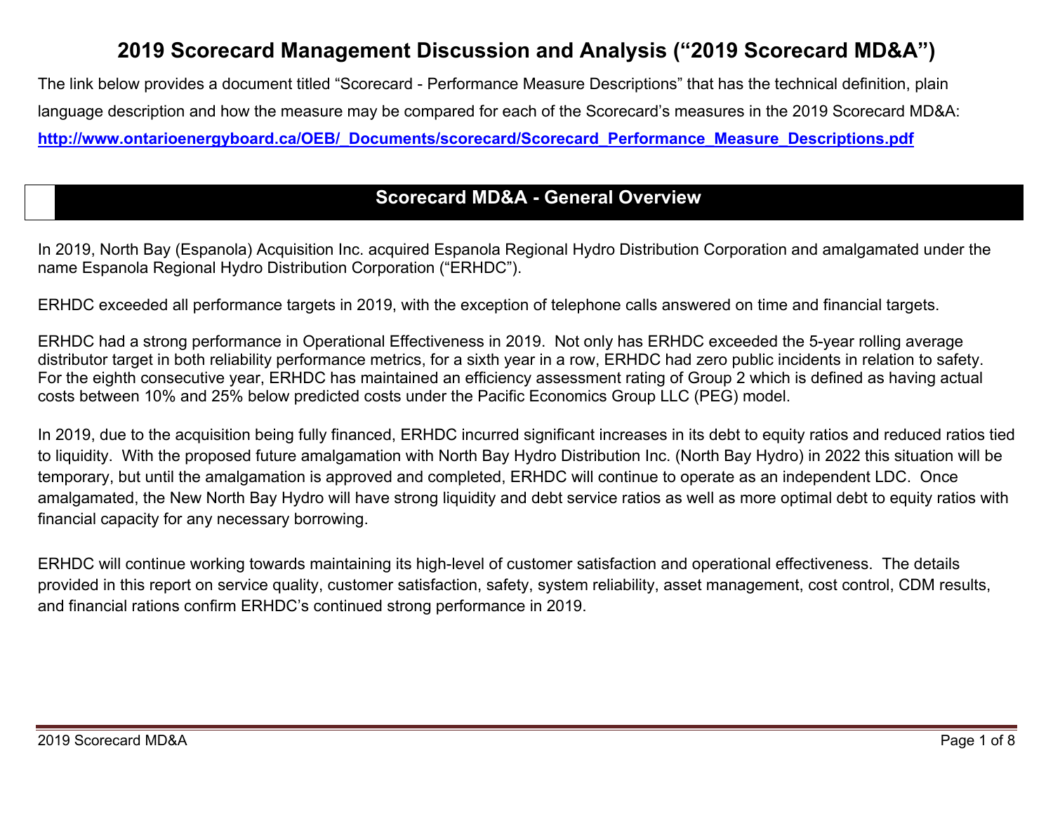# 2019 Scorecard Management Discussion and Analysis ("2019 Scorecard MD&A")

The link below provides a document titled "Scorecard - Performance Measure Descriptions" that has the technical definition, plain language description and how the measure may be compared for each of the Scorecard's measures in the 2019 Scorecard MD&A:
**http://www.ontarioenergyboard.ca/OEB/_Documents/scorecard/Scorecard_Performance_Measure_Descriptions.pdf**

## Scorecard MD&A - General Overview

In 2019, North Bay (Espanola) Acquisition Inc. acquired Espanola Regional Hydro Distribution Corporation and amalgamated under the name Espanola Regional Hydro Distribution Corporation ("ERHDC").

ERHDC exceeded all performance targets in 2019, with the exception of telephone calls answered on time and financial targets.

ERHDC had a strong performance in Operational Effectiveness in 2019. Not only has ERHDC exceeded the 5-year rolling average distributor target in both reliability performance metrics, for a sixth year in a row, ERHDC had zero public incidents in relation to safety. For the eighth consecutive year, ERHDC has maintained an efficiency assessment rating of Group 2 which is defined as having actual costs between 10% and 25% below predicted costs under the Pacific Economics Group LLC (PEG) model.

In 2019, due to the acquisition being fully financed, ERHDC incurred significant increases in its debt to equity ratios and reduced ratios tied to liquidity. With the proposed future amalgamation with North Bay Hydro Distribution Inc. (North Bay Hydro) in 2022 this situation will be temporary, but until the amalgamation is approved and completed, ERHDC will continue to operate as an independent LDC. Once amalgamated, the New North Bay Hydro will have strong liquidity and debt service ratios as well as more optimal debt to equity ratios with financial capacity for any necessary borrowing.

ERHDC will continue working towards maintaining its high-level of customer satisfaction and operational effectiveness. The details provided in this report on service quality, customer satisfaction, safety, system reliability, asset management, cost control, CDM results, and financial rations confirm ERHDC's continued strong performance in 2019.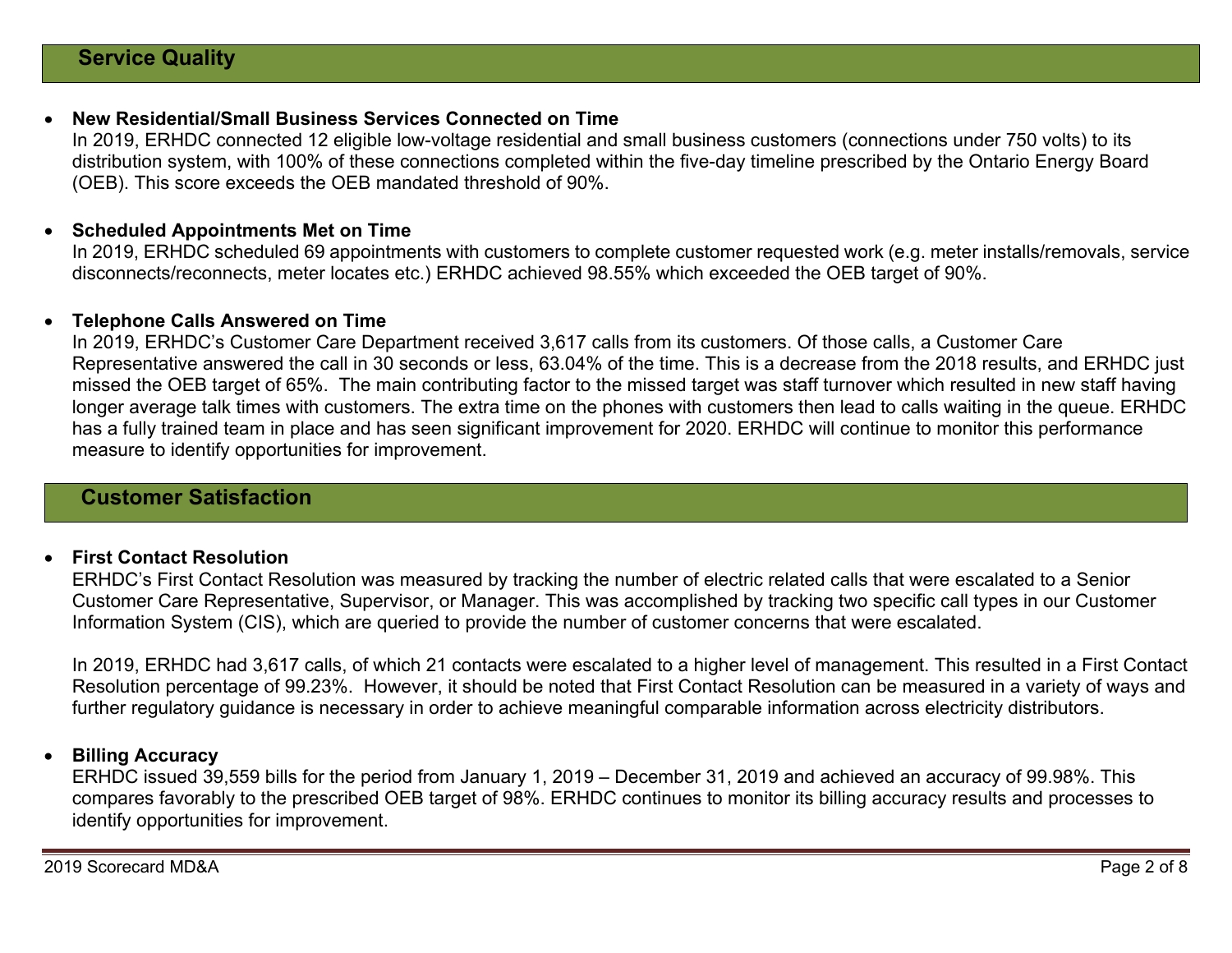## Service Quality

- **New Residential/Small Business Services Connected on Time**
  In 2019, ERHDC connected 12 eligible low-voltage residential and small business customers (connections under 750 volts) to its distribution system, with 100% of these connections completed within the five-day timeline prescribed by the Ontario Energy Board (OEB). This score exceeds the OEB mandated threshold of 90%.

- **Scheduled Appointments Met on Time**
  In 2019, ERHDC scheduled 69 appointments with customers to complete customer requested work (e.g. meter installs/removals, service disconnects/reconnects, meter locates etc.) ERHDC achieved 98.55% which exceeded the OEB target of 90%.

- **Telephone Calls Answered on Time**
  In 2019, ERHDC's Customer Care Department received 3,617 calls from its customers. Of those calls, a Customer Care Representative answered the call in 30 seconds or less, 63.04% of the time. This is a decrease from the 2018 results, and ERHDC just missed the OEB target of 65%. The main contributing factor to the missed target was staff turnover which resulted in new staff having longer average talk times with customers. The extra time on the phones with customers then lead to calls waiting in the queue. ERHDC has a fully trained team in place and has seen significant improvement for 2020. ERHDC will continue to monitor this performance measure to identify opportunities for improvement.

## Customer Satisfaction

- **First Contact Resolution**
  ERHDC's First Contact Resolution was measured by tracking the number of electric related calls that were escalated to a Senior Customer Care Representative, Supervisor, or Manager. This was accomplished by tracking two specific call types in our Customer Information System (CIS), which are queried to provide the number of customer concerns that were escalated.

  In 2019, ERHDC had 3,617 calls, of which 21 contacts were escalated to a higher level of management. This resulted in a First Contact Resolution percentage of 99.23%. However, it should be noted that First Contact Resolution can be measured in a variety of ways and further regulatory guidance is necessary in order to achieve meaningful comparable information across electricity distributors.

- **Billing Accuracy**
  ERHDC issued 39,559 bills for the period from January 1, 2019 – December 31, 2019 and achieved an accuracy of 99.98%. This compares favorably to the prescribed OEB target of 98%. ERHDC continues to monitor its billing accuracy results and processes to identify opportunities for improvement.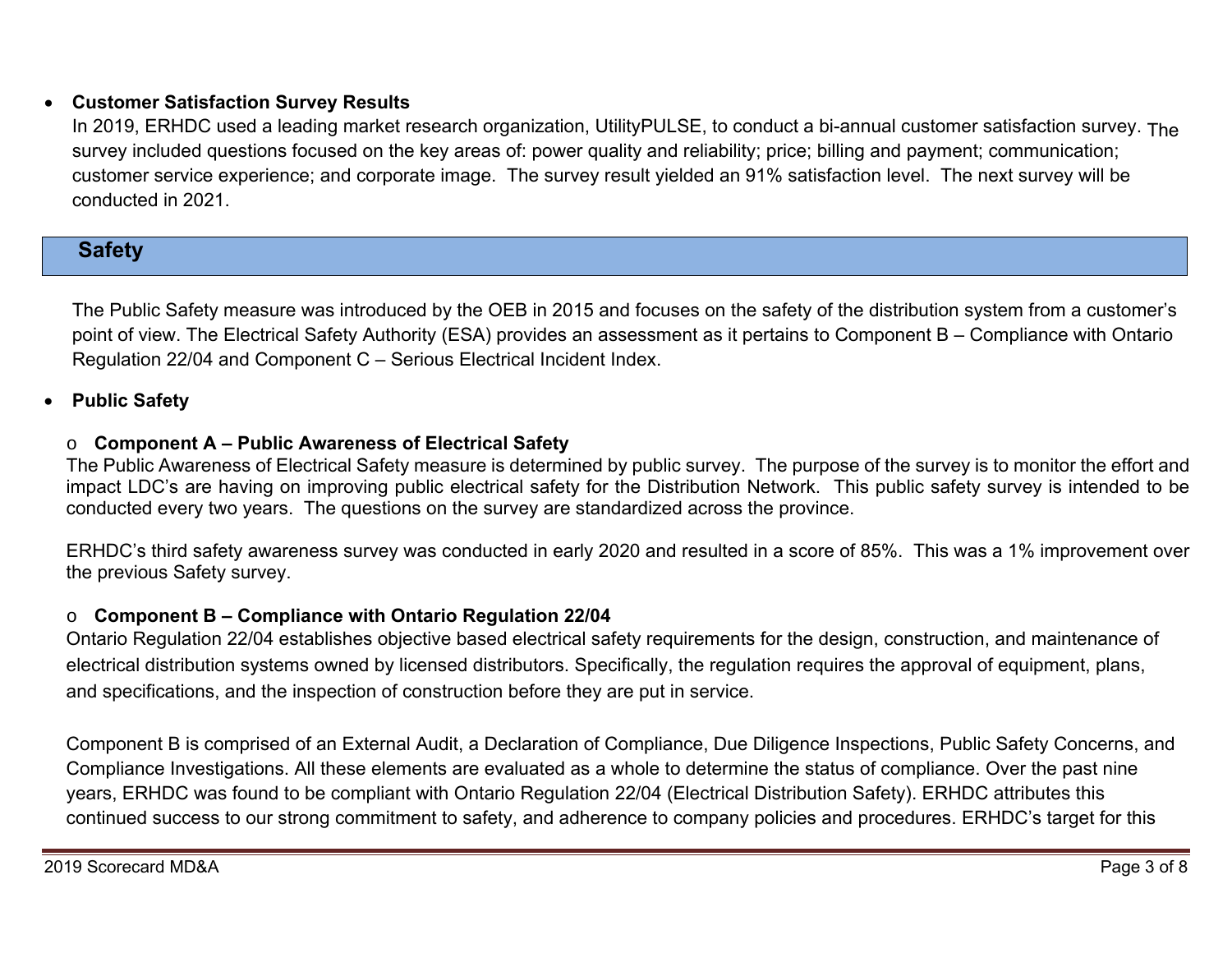- **Customer Satisfaction Survey Results**

  In 2019, ERHDC used a leading market research organization, UtilityPULSE, to conduct a bi-annual customer satisfaction survey. The survey included questions focused on the key areas of: power quality and reliability; price; billing and payment; communication; customer service experience; and corporate image. The survey result yielded an 91% satisfaction level. The next survey will be conducted in 2021.

## Safety

The Public Safety measure was introduced by the OEB in 2015 and focuses on the safety of the distribution system from a customer's point of view. The Electrical Safety Authority (ESA) provides an assessment as it pertains to Component B – Compliance with Ontario Regulation 22/04 and Component C – Serious Electrical Incident Index.

- **Public Safety**

  - **Component A – Public Awareness of Electrical Safety**

    The Public Awareness of Electrical Safety measure is determined by public survey. The purpose of the survey is to monitor the effort and impact LDC's are having on improving public electrical safety for the Distribution Network. This public safety survey is intended to be conducted every two years. The questions on the survey are standardized across the province.

    ERHDC's third safety awareness survey was conducted in early 2020 and resulted in a score of 85%. This was a 1% improvement over the previous Safety survey.

  - **Component B – Compliance with Ontario Regulation 22/04**

    Ontario Regulation 22/04 establishes objective based electrical safety requirements for the design, construction, and maintenance of electrical distribution systems owned by licensed distributors. Specifically, the regulation requires the approval of equipment, plans, and specifications, and the inspection of construction before they are put in service.

    Component B is comprised of an External Audit, a Declaration of Compliance, Due Diligence Inspections, Public Safety Concerns, and Compliance Investigations. All these elements are evaluated as a whole to determine the status of compliance. Over the past nine years, ERHDC was found to be compliant with Ontario Regulation 22/04 (Electrical Distribution Safety). ERHDC attributes this continued success to our strong commitment to safety, and adherence to company policies and procedures. ERHDC's target for this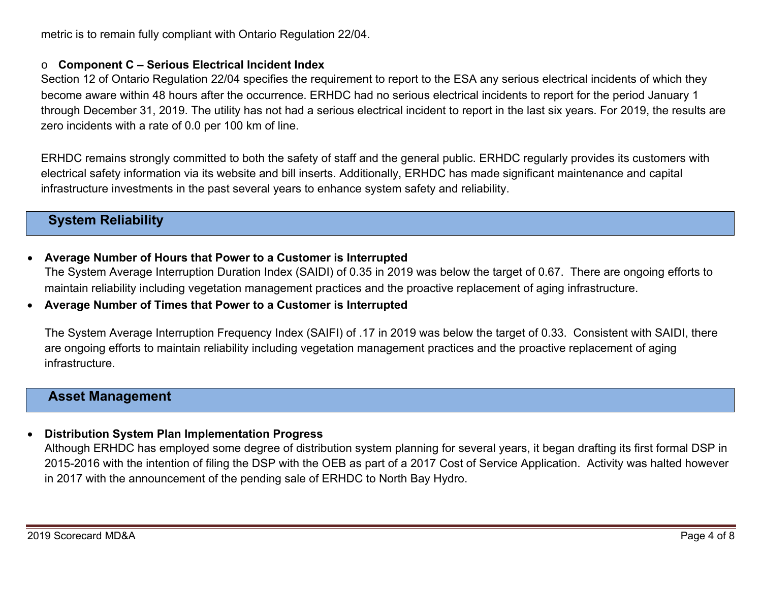metric is to remain fully compliant with Ontario Regulation 22/04.

- **Component C – Serious Electrical Incident Index**

Section 12 of Ontario Regulation 22/04 specifies the requirement to report to the ESA any serious electrical incidents of which they become aware within 48 hours after the occurrence. ERHDC had no serious electrical incidents to report for the period January 1 through December 31, 2019. The utility has not had a serious electrical incident to report in the last six years. For 2019, the results are zero incidents with a rate of 0.0 per 100 km of line.

ERHDC remains strongly committed to both the safety of staff and the general public. ERHDC regularly provides its customers with electrical safety information via its website and bill inserts. Additionally, ERHDC has made significant maintenance and capital infrastructure investments in the past several years to enhance system safety and reliability.

## System Reliability

- **Average Number of Hours that Power to a Customer is Interrupted**
  The System Average Interruption Duration Index (SAIDI) of 0.35 in 2019 was below the target of 0.67. There are ongoing efforts to maintain reliability including vegetation management practices and the proactive replacement of aging infrastructure.
- **Average Number of Times that Power to a Customer is Interrupted**

  The System Average Interruption Frequency Index (SAIFI) of .17 in 2019 was below the target of 0.33. Consistent with SAIDI, there are ongoing efforts to maintain reliability including vegetation management practices and the proactive replacement of aging infrastructure.

## Asset Management

- **Distribution System Plan Implementation Progress**
  Although ERHDC has employed some degree of distribution system planning for several years, it began drafting its first formal DSP in 2015-2016 with the intention of filing the DSP with the OEB as part of a 2017 Cost of Service Application. Activity was halted however in 2017 with the announcement of the pending sale of ERHDC to North Bay Hydro.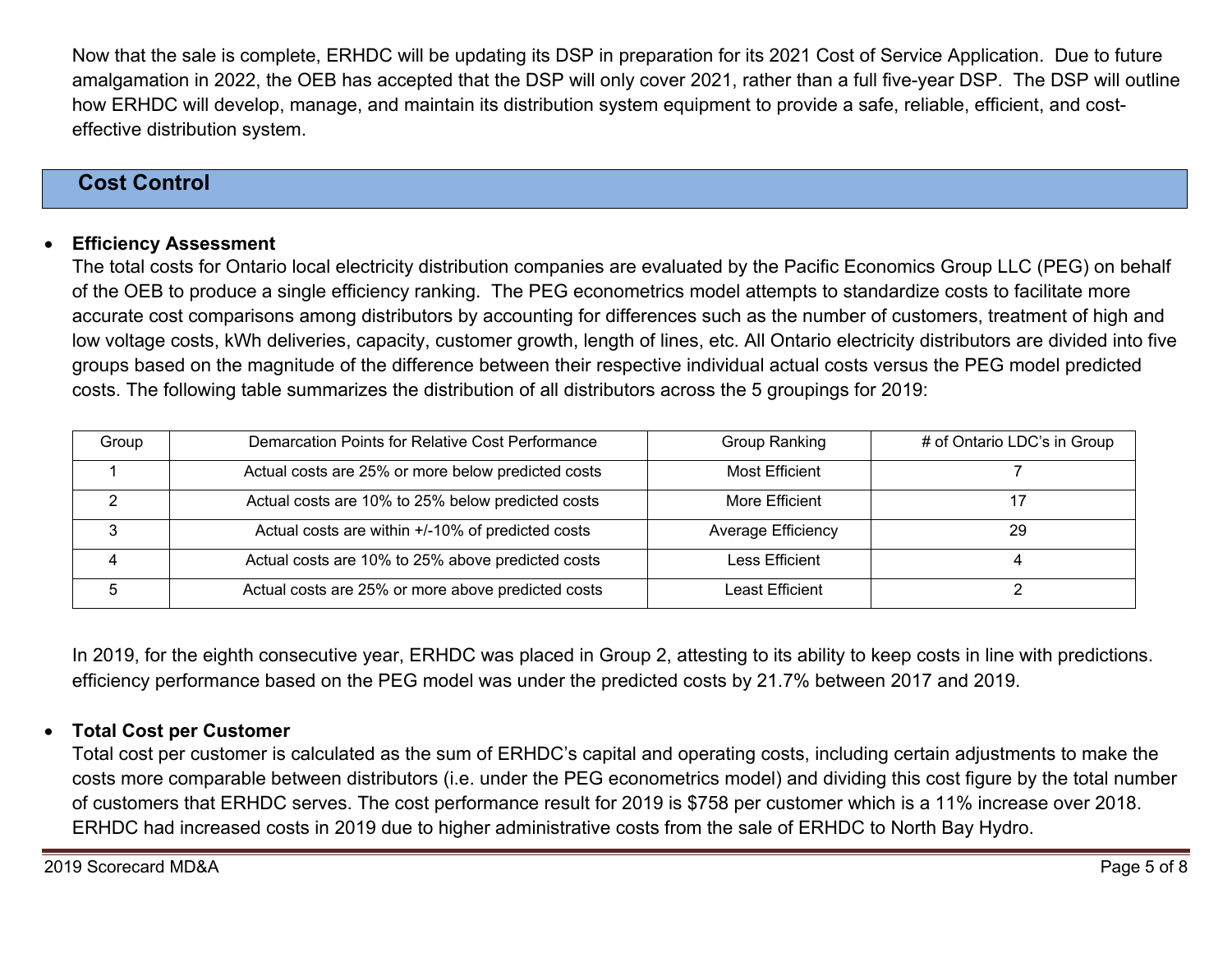Now that the sale is complete, ERHDC will be updating its DSP in preparation for its 2021 Cost of Service Application. Due to future amalgamation in 2022, the OEB has accepted that the DSP will only cover 2021, rather than a full five-year DSP. The DSP will outline how ERHDC will develop, manage, and maintain its distribution system equipment to provide a safe, reliable, efficient, and cost-effective distribution system.

## Cost Control

- **Efficiency Assessment**
  The total costs for Ontario local electricity distribution companies are evaluated by the Pacific Economics Group LLC (PEG) on behalf of the OEB to produce a single efficiency ranking. The PEG econometrics model attempts to standardize costs to facilitate more accurate cost comparisons among distributors by accounting for differences such as the number of customers, treatment of high and low voltage costs, kWh deliveries, capacity, customer growth, length of lines, etc. All Ontario electricity distributors are divided into five groups based on the magnitude of the difference between their respective individual actual costs versus the PEG model predicted costs. The following table summarizes the distribution of all distributors across the 5 groupings for 2019:

| Group | Demarcation Points for Relative Cost Performance | Group Ranking | # of Ontario LDC's in Group |
|---|---|---|---|
| 1 | Actual costs are 25% or more below predicted costs | Most Efficient | 7 |
| 2 | Actual costs are 10% to 25% below predicted costs | More Efficient | 17 |
| 3 | Actual costs are within +/-10% of predicted costs | Average Efficiency | 29 |
| 4 | Actual costs are 10% to 25% above predicted costs | Less Efficient | 4 |
| 5 | Actual costs are 25% or more above predicted costs | Least Efficient | 2 |

  In 2019, for the eighth consecutive year, ERHDC was placed in Group 2, attesting to its ability to keep costs in line with predictions. efficiency performance based on the PEG model was under the predicted costs by 21.7% between 2017 and 2019.

- **Total Cost per Customer**
  Total cost per customer is calculated as the sum of ERHDC's capital and operating costs, including certain adjustments to make the costs more comparable between distributors (i.e. under the PEG econometrics model) and dividing this cost figure by the total number of customers that ERHDC serves. The cost performance result for 2019 is $758 per customer which is a 11% increase over 2018. ERHDC had increased costs in 2019 due to higher administrative costs from the sale of ERHDC to North Bay Hydro.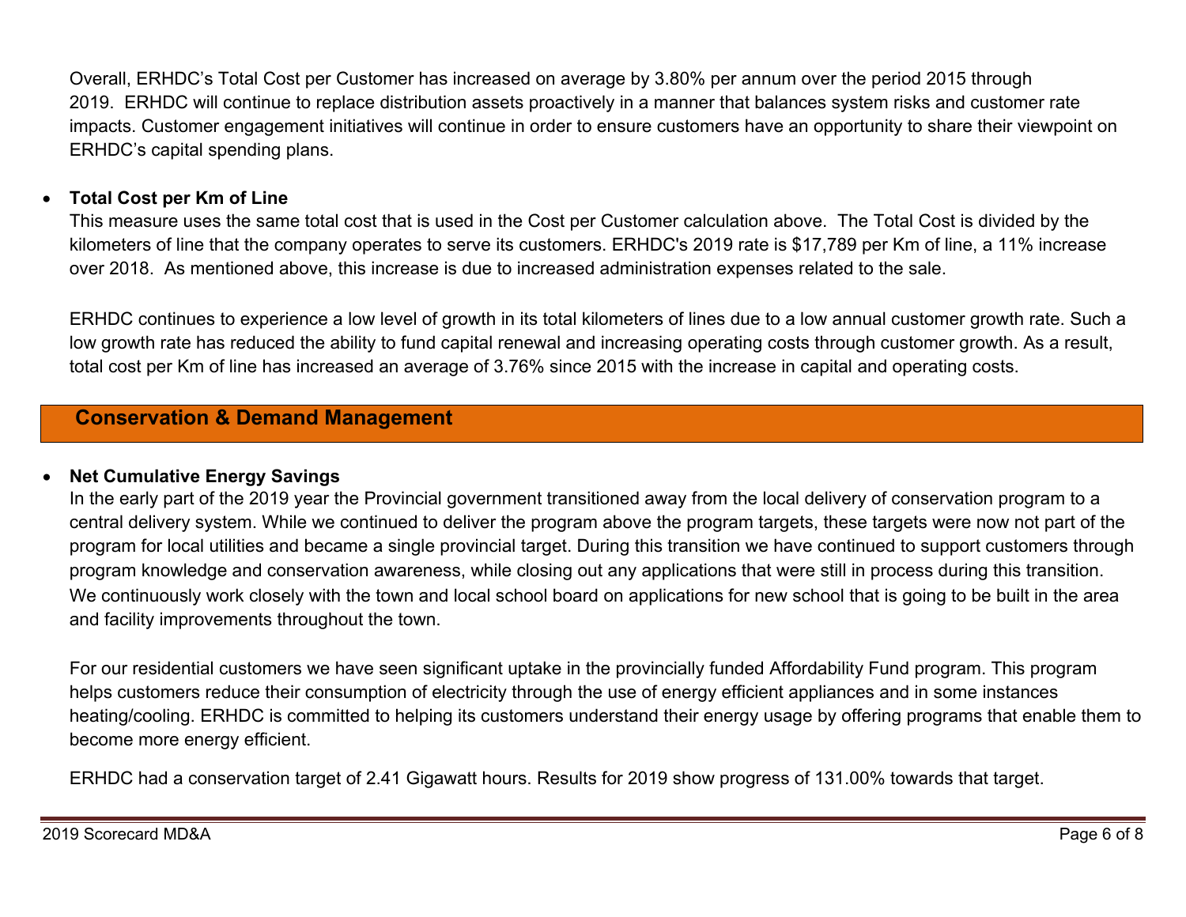Overall, ERHDC's Total Cost per Customer has increased on average by 3.80% per annum over the period 2015 through 2019. ERHDC will continue to replace distribution assets proactively in a manner that balances system risks and customer rate impacts. Customer engagement initiatives will continue in order to ensure customers have an opportunity to share their viewpoint on ERHDC's capital spending plans.

- **Total Cost per Km of Line**

  This measure uses the same total cost that is used in the Cost per Customer calculation above. The Total Cost is divided by the kilometers of line that the company operates to serve its customers. ERHDC's 2019 rate is $17,789 per Km of line, a 11% increase over 2018. As mentioned above, this increase is due to increased administration expenses related to the sale.

  ERHDC continues to experience a low level of growth in its total kilometers of lines due to a low annual customer growth rate. Such a low growth rate has reduced the ability to fund capital renewal and increasing operating costs through customer growth. As a result, total cost per Km of line has increased an average of 3.76% since 2015 with the increase in capital and operating costs.

## Conservation & Demand Management

- **Net Cumulative Energy Savings**

  In the early part of the 2019 year the Provincial government transitioned away from the local delivery of conservation program to a central delivery system. While we continued to deliver the program above the program targets, these targets were now not part of the program for local utilities and became a single provincial target. During this transition we have continued to support customers through program knowledge and conservation awareness, while closing out any applications that were still in process during this transition. We continuously work closely with the town and local school board on applications for new school that is going to be built in the area and facility improvements throughout the town.

  For our residential customers we have seen significant uptake in the provincially funded Affordability Fund program. This program helps customers reduce their consumption of electricity through the use of energy efficient appliances and in some instances heating/cooling. ERHDC is committed to helping its customers understand their energy usage by offering programs that enable them to become more energy efficient.

  ERHDC had a conservation target of 2.41 Gigawatt hours. Results for 2019 show progress of 131.00% towards that target.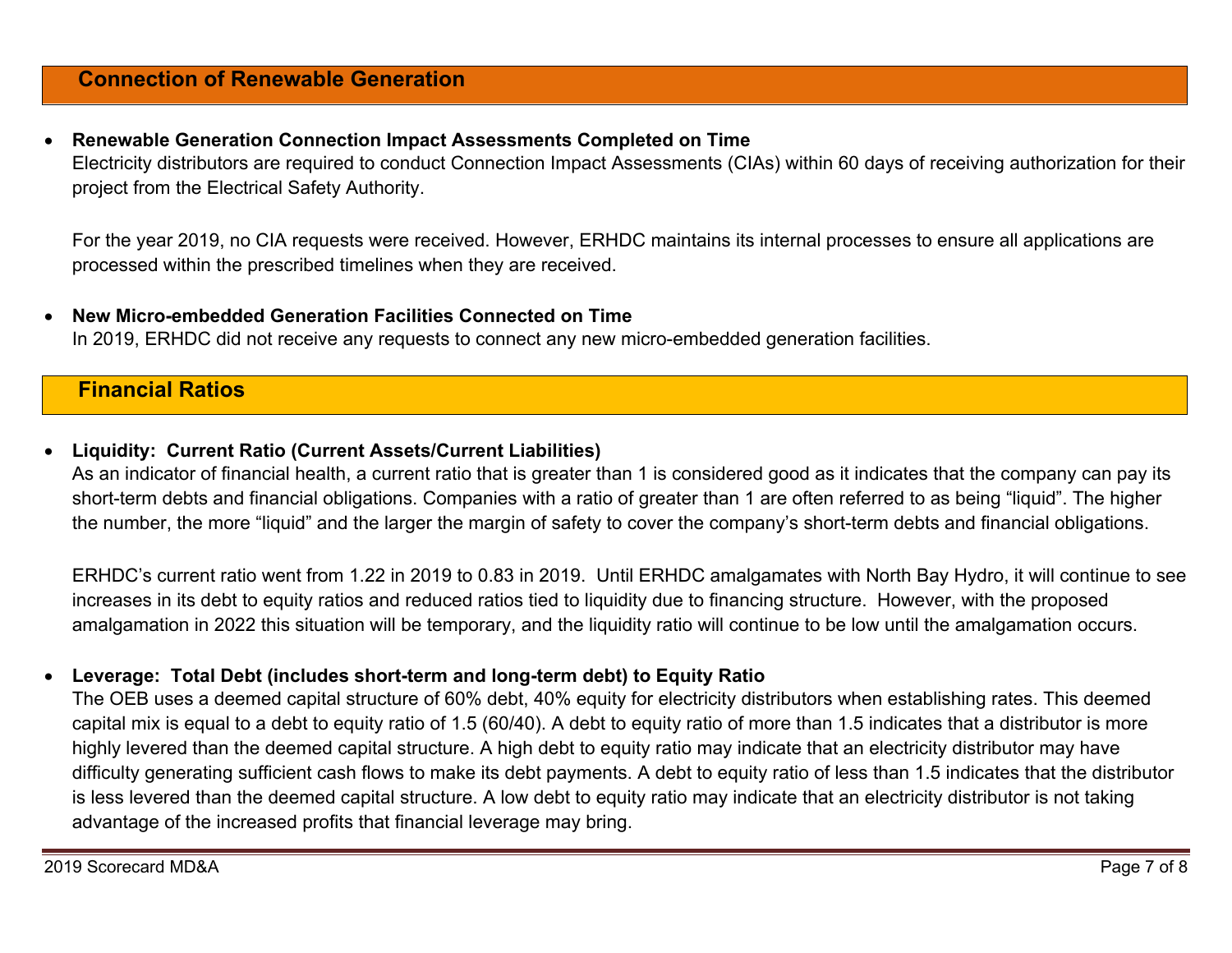## Connection of Renewable Generation

- **Renewable Generation Connection Impact Assessments Completed on Time**
  Electricity distributors are required to conduct Connection Impact Assessments (CIAs) within 60 days of receiving authorization for their project from the Electrical Safety Authority.

  For the year 2019, no CIA requests were received. However, ERHDC maintains its internal processes to ensure all applications are processed within the prescribed timelines when they are received.

- **New Micro-embedded Generation Facilities Connected on Time**
  In 2019, ERHDC did not receive any requests to connect any new micro-embedded generation facilities.

## Financial Ratios

- **Liquidity: Current Ratio (Current Assets/Current Liabilities)**
  As an indicator of financial health, a current ratio that is greater than 1 is considered good as it indicates that the company can pay its short-term debts and financial obligations. Companies with a ratio of greater than 1 are often referred to as being "liquid". The higher the number, the more "liquid" and the larger the margin of safety to cover the company's short-term debts and financial obligations.

  ERHDC's current ratio went from 1.22 in 2019 to 0.83 in 2019. Until ERHDC amalgamates with North Bay Hydro, it will continue to see increases in its debt to equity ratios and reduced ratios tied to liquidity due to financing structure. However, with the proposed amalgamation in 2022 this situation will be temporary, and the liquidity ratio will continue to be low until the amalgamation occurs.

- **Leverage: Total Debt (includes short-term and long-term debt) to Equity Ratio**
  The OEB uses a deemed capital structure of 60% debt, 40% equity for electricity distributors when establishing rates. This deemed capital mix is equal to a debt to equity ratio of 1.5 (60/40). A debt to equity ratio of more than 1.5 indicates that a distributor is more highly levered than the deemed capital structure. A high debt to equity ratio may indicate that an electricity distributor may have difficulty generating sufficient cash flows to make its debt payments. A debt to equity ratio of less than 1.5 indicates that the distributor is less levered than the deemed capital structure. A low debt to equity ratio may indicate that an electricity distributor is not taking advantage of the increased profits that financial leverage may bring.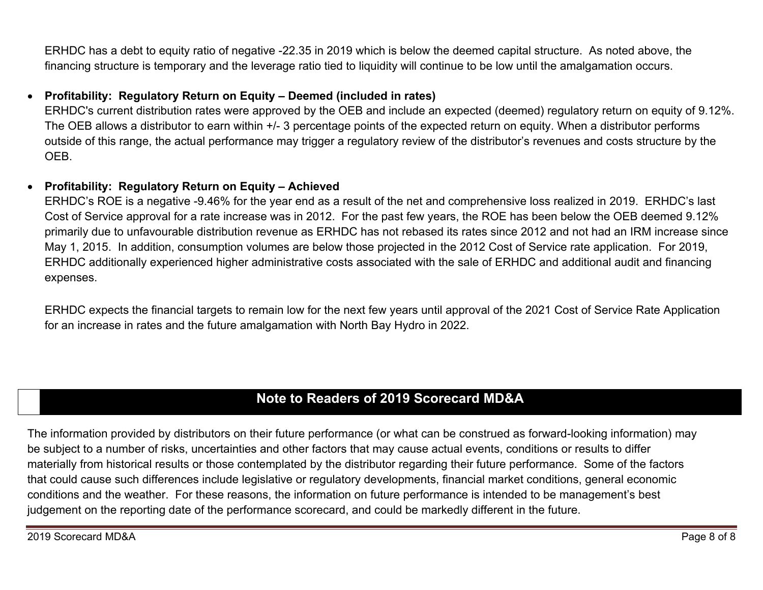ERHDC has a debt to equity ratio of negative -22.35 in 2019 which is below the deemed capital structure. As noted above, the financing structure is temporary and the leverage ratio tied to liquidity will continue to be low until the amalgamation occurs.

- **Profitability: Regulatory Return on Equity – Deemed (included in rates)**
  ERHDC's current distribution rates were approved by the OEB and include an expected (deemed) regulatory return on equity of 9.12%. The OEB allows a distributor to earn within +/- 3 percentage points of the expected return on equity. When a distributor performs outside of this range, the actual performance may trigger a regulatory review of the distributor's revenues and costs structure by the OEB.

- **Profitability: Regulatory Return on Equity – Achieved**
  ERHDC's ROE is a negative -9.46% for the year end as a result of the net and comprehensive loss realized in 2019. ERHDC's last Cost of Service approval for a rate increase was in 2012. For the past few years, the ROE has been below the OEB deemed 9.12% primarily due to unfavourable distribution revenue as ERHDC has not rebased its rates since 2012 and not had an IRM increase since May 1, 2015. In addition, consumption volumes are below those projected in the 2012 Cost of Service rate application. For 2019, ERHDC additionally experienced higher administrative costs associated with the sale of ERHDC and additional audit and financing expenses.

  ERHDC expects the financial targets to remain low for the next few years until approval of the 2021 Cost of Service Rate Application for an increase in rates and the future amalgamation with North Bay Hydro in 2022.

## Note to Readers of 2019 Scorecard MD&A

The information provided by distributors on their future performance (or what can be construed as forward-looking information) may be subject to a number of risks, uncertainties and other factors that may cause actual events, conditions or results to differ materially from historical results or those contemplated by the distributor regarding their future performance. Some of the factors that could cause such differences include legislative or regulatory developments, financial market conditions, general economic conditions and the weather. For these reasons, the information on future performance is intended to be management's best judgement on the reporting date of the performance scorecard, and could be markedly different in the future.